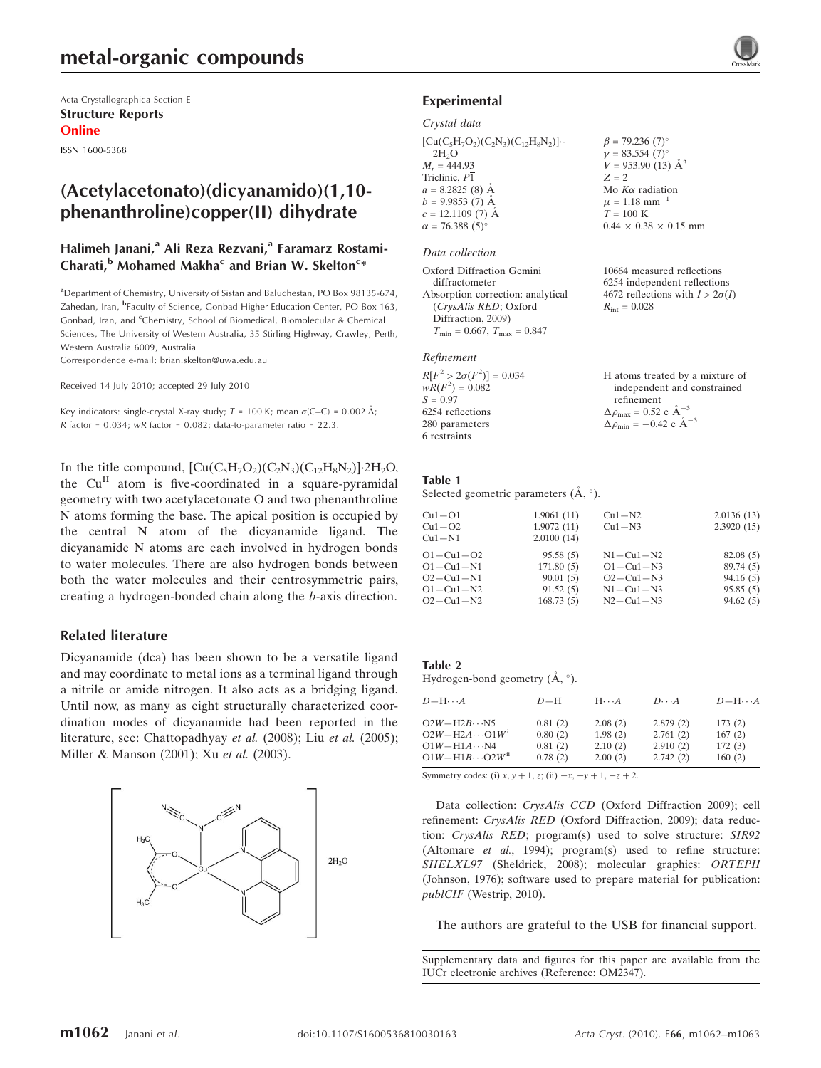# metal-organic compounds

Acta Crystallographica Section E
**Structure Reports Online**
ISSN 1600-5368

## (Acetylacetonato)(dicyanamido)(1,10-phenanthroline)copper(II) dihydrate

**Halimeh Janani,[a] Ali Reza Rezvani,[a] Faramarz Rostami-Charati,[b] Mohamed Makha[c] and Brian W. Skelton[c]***

[a]Department of Chemistry, University of Sistan and Baluchestan, PO Box 98135-674, Zahedan, Iran, [b]Faculty of Science, Gonbad Higher Education Center, PO Box 163, Gonbad, Iran, and [c]Chemistry, School of Biomedical, Biomolecular & Chemical Sciences, The University of Western Australia, 35 Stirling Highway, Crawley, Perth, Western Australia 6009, Australia
Correspondence e-mail: brian.skelton@uwa.edu.au

Received 14 July 2010; accepted 29 July 2010

Key indicators: single-crystal X-ray study; $T$ = 100 K; mean $\sigma$(C–C) = 0.002 Å; $R$ factor = 0.034; $wR$ factor = 0.082; data-to-parameter ratio = 22.3.

In the title compound, $[Cu(C_5H_7O_2)(C_2N_3)(C_{12}H_8N_2)]\cdot 2H_2O$, the $Cu^{II}$ atom is five-coordinated in a square-pyramidal geometry with two acetylacetonate O and two phenanthroline N atoms forming the base. The apical position is occupied by the central N atom of the dicyanamide ligand. The dicyanamide N atoms are each involved in hydrogen bonds to water molecules. There are also hydrogen bonds between both the water molecules and their centrosymmetric pairs, creating a hydrogen-bonded chain along the $b$-axis direction.

### Related literature

Dicyanamide (dca) has been shown to be a versatile ligand and may coordinate to metal ions as a terminal ligand through a nitrile or amide nitrogen. It also acts as a bridging ligand. Until now, as many as eight structurally characterized coordination modes of dicyanamide had been reported in the literature, see: Chattopadhyay *et al.* (2008); Liu *et al.* (2005); Miller & Manson (2001); Xu *et al.* (2003).

2H2O

### Experimental

#### Crystal data

$[Cu(C_5H_7O_2)(C_2N_3)(C_{12}H_8N_2)]\cdot 2H_2O$
$M_r$ = 444.93
Triclinic, $P\overline{1}$
$a$ = 8.2825 (8) Å
$b$ = 9.9853 (7) Å
$c$ = 12.1109 (7) Å
$\alpha$ = 76.388 (5)°
$\beta$ = 79.236 (7)°
$\gamma$ = 83.554 (7)°
$V$ = 953.90 (13) Å$^3$
$Z$ = 2
Mo $K\alpha$ radiation
$\mu$ = 1.18 mm$^{-1}$
$T$ = 100 K
0.44 × 0.38 × 0.15 mm

#### Data collection

Oxford Diffraction Gemini diffractometer
Absorption correction: analytical (*CrysAlis RED*; Oxford Diffraction, 2009)
$T_{min}$ = 0.667, $T_{max}$ = 0.847
10664 measured reflections
6254 independent reflections
4672 reflections with $I > 2\sigma(I)$
$R_{int}$ = 0.028

#### Refinement

$R[F^2 > 2\sigma(F^2)]$ = 0.034
$wR(F^2)$ = 0.082
$S$ = 0.97
6254 reflections
280 parameters
6 restraints
H atoms treated by a mixture of independent and constrained refinement
$\Delta\rho_{max}$ = 0.52 e Å$^{-3}$
$\Delta\rho_{min}$ = −0.42 e Å$^{-3}$

**Table 1**
Selected geometric parameters (Å, °).

| | | | |
|---|---|---|---|
| Cu1—O1 | 1.9061 (11) | Cu1—N2 | 2.0136 (13) |
| Cu1—O2 | 1.9072 (11) | Cu1—N3 | 2.3920 (15) |
| Cu1—N1 | 2.0100 (14) | | |
| O1—Cu1—O2 | 95.58 (5) | N1—Cu1—N2 | 82.08 (5) |
| O1—Cu1—N1 | 171.80 (5) | O1—Cu1—N3 | 89.74 (5) |
| O2—Cu1—N1 | 90.01 (5) | O2—Cu1—N3 | 94.16 (5) |
| O1—Cu1—N2 | 91.52 (5) | N1—Cu1—N3 | 95.85 (5) |
| O2—Cu1—N2 | 168.73 (5) | N2—Cu1—N3 | 94.62 (5) |

**Table 2**
Hydrogen-bond geometry (Å, °).

| $D$—H···$A$ | $D$—H | H···$A$ | $D$···$A$ | $D$—H···$A$ |
|---|---|---|---|---|
| O2W—H2B···N5 | 0.81 (2) | 2.08 (2) | 2.879 (2) | 173 (2) |
| O2W—H2A···O1W$^{i}$ | 0.80 (2) | 1.98 (2) | 2.761 (2) | 167 (2) |
| O1W—H1A···N4 | 0.81 (2) | 2.10 (2) | 2.910 (2) | 172 (3) |
| O1W—H1B···O2W$^{ii}$ | 0.78 (2) | 2.00 (2) | 2.742 (2) | 160 (2) |

Symmetry codes: (i) $x, y+1, z$; (ii) $-x, -y+1, -z+2$.

Data collection: *CrysAlis CCD* (Oxford Diffraction 2009); cell refinement: *CrysAlis RED* (Oxford Diffraction, 2009); data reduction: *CrysAlis RED*; program(s) used to solve structure: *SIR92* (Altomare *et al.*, 1994); program(s) used to refine structure: *SHELXL97* (Sheldrick, 2008); molecular graphics: *ORTEPII* (Johnson, 1976); software used to prepare material for publication: *publCIF* (Westrip, 2010).

The authors are grateful to the USB for financial support.

Supplementary data and figures for this paper are available from the IUCr electronic archives (Reference: OM2347).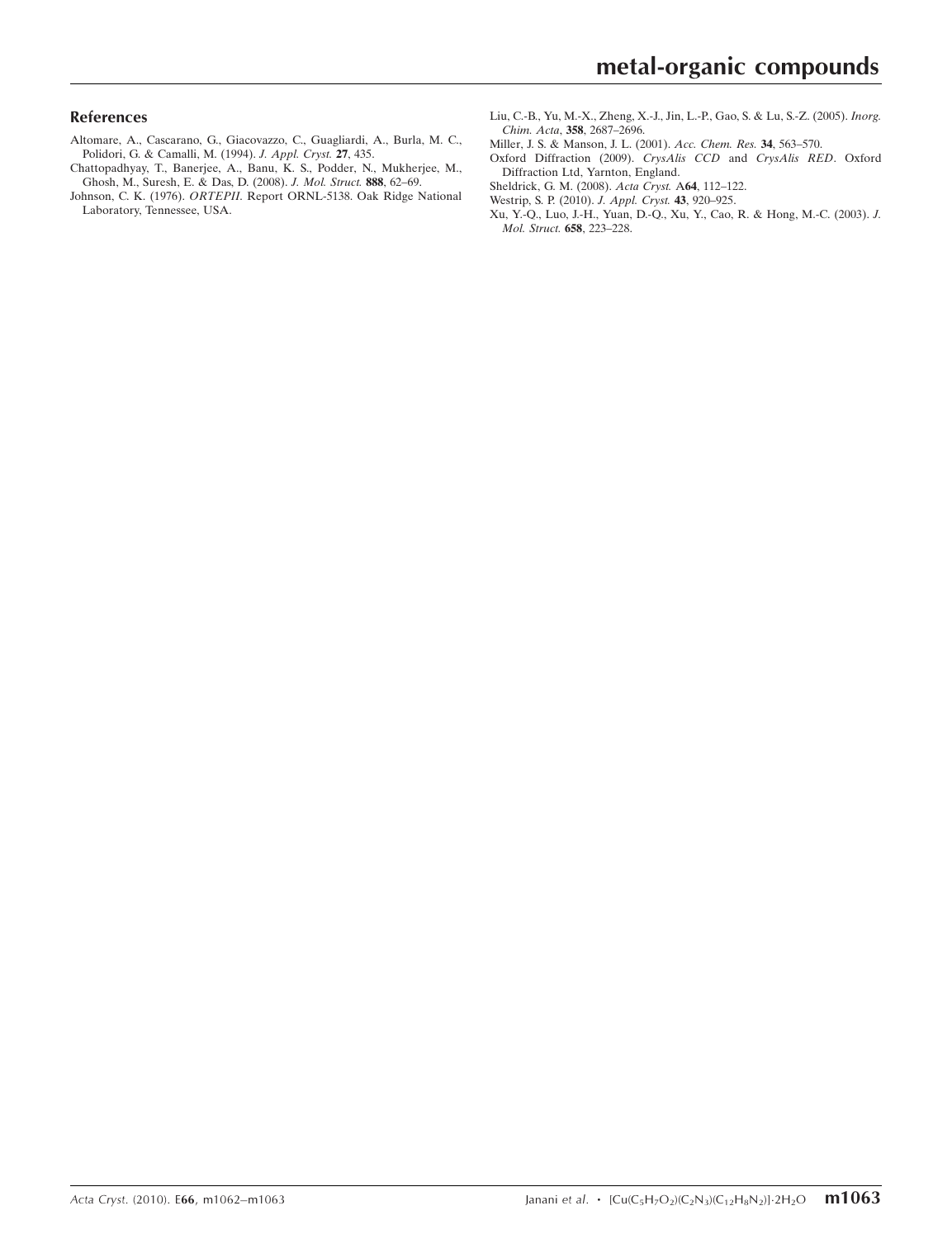## References

Altomare, A., Cascarano, G., Giacovazzo, C., Guagliardi, A., Burla, M. C., Polidori, G. & Camalli, M. (1994). *J. Appl. Cryst.* **27**, 435.

Chattopadhyay, T., Banerjee, A., Banu, K. S., Podder, N., Mukherjee, M., Ghosh, M., Suresh, E. & Das, D. (2008). *J. Mol. Struct.* **888**, 62–69.

Johnson, C. K. (1976). *ORTEPII*. Report ORNL-5138. Oak Ridge National Laboratory, Tennessee, USA.

Liu, C.-B., Yu, M.-X., Zheng, X.-J., Jin, L.-P., Gao, S. & Lu, S.-Z. (2005). *Inorg. Chim. Acta*, **358**, 2687–2696.

Miller, J. S. & Manson, J. L. (2001). *Acc. Chem. Res.* **34**, 563–570.

Oxford Diffraction (2009). *CrysAlis CCD* and *CrysAlis RED*. Oxford Diffraction Ltd, Yarnton, England.

Sheldrick, G. M. (2008). *Acta Cryst.* A**64**, 112–122.

Westrip, S. P. (2010). *J. Appl. Cryst.* **43**, 920–925.

Xu, Y.-Q., Luo, J.-H., Yuan, D.-Q., Xu, Y., Cao, R. & Hong, M.-C. (2003). *J. Mol. Struct.* **658**, 223–228.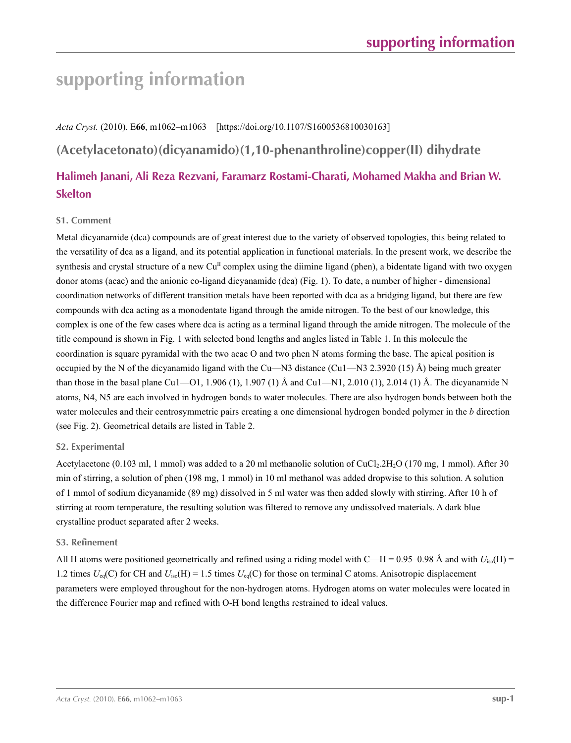# supporting information

*Acta Cryst.* (2010). E**66**, m1062–m1063 [https://doi.org/10.1107/S1600536810030163]

## (Acetylacetonato)(dicyanamido)(1,10-phenanthroline)copper(II) dihydrate

### Halimeh Janani, Ali Reza Rezvani, Faramarz Rostami-Charati, Mohamed Makha and Brian W. Skelton

#### S1. Comment

Metal dicyanamide (dca) compounds are of great interest due to the variety of observed topologies, this being related to the versatility of dca as a ligand, and its potential application in functional materials. In the present work, we describe the synthesis and crystal structure of a new $Cu^{II}$ complex using the diimine ligand (phen), a bidentate ligand with two oxygen donor atoms (acac) and the anionic co-ligand dicyanamide (dca) (Fig. 1). To date, a number of higher - dimensional coordination networks of different transition metals have been reported with dca as a bridging ligand, but there are few compounds with dca acting as a monodentate ligand through the amide nitrogen. To the best of our knowledge, this complex is one of the few cases where dca is acting as a terminal ligand through the amide nitrogen. The molecule of the title compound is shown in Fig. 1 with selected bond lengths and angles listed in Table 1. In this molecule the coordination is square pyramidal with the two acac O and two phen N atoms forming the base. The apical position is occupied by the N of the dicyanamido ligand with the Cu—N3 distance (Cu1—N3 2.3920 (15) Å) being much greater than those in the basal plane Cu1—O1, 1.906 (1), 1.907 (1) Å and Cu1—N1, 2.010 (1), 2.014 (1) Å. The dicyanamide N atoms, N4, N5 are each involved in hydrogen bonds to water molecules. There are also hydrogen bonds between both the water molecules and their centrosymmetric pairs creating a one dimensional hydrogen bonded polymer in the *b* direction (see Fig. 2). Geometrical details are listed in Table 2.

#### S2. Experimental

Acetylacetone (0.103 ml, 1 mmol) was added to a 20 ml methanolic solution of $CuCl_2.2H_2O$ (170 mg, 1 mmol). After 30 min of stirring, a solution of phen (198 mg, 1 mmol) in 10 ml methanol was added dropwise to this solution. A solution of 1 mmol of sodium dicyanamide (89 mg) dissolved in 5 ml water was then added slowly with stirring. After 10 h of stirring at room temperature, the resulting solution was filtered to remove any undissolved materials. A dark blue crystalline product separated after 2 weeks.

#### S3. Refinement

All H atoms were positioned geometrically and refined using a riding model with C—H = 0.95–0.98 Å and with $U_{iso}(H)$ = 1.2 times $U_{eq}(C)$ for CH and $U_{iso}(H)$ = 1.5 times $U_{eq}(C)$ for those on terminal C atoms. Anisotropic displacement parameters were employed throughout for the non-hydrogen atoms. Hydrogen atoms on water molecules were located in the difference Fourier map and refined with O-H bond lengths restrained to ideal values.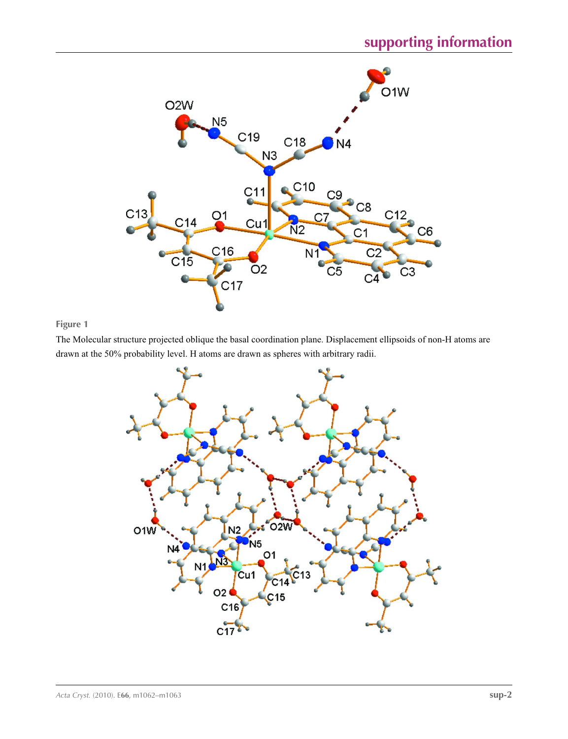**Figure 1**

The Molecular structure projected oblique the basal coordination plane. Displacement ellipsoids of non-H atoms are drawn at the 50% probability level. H atoms are drawn as spheres with arbitrary radii.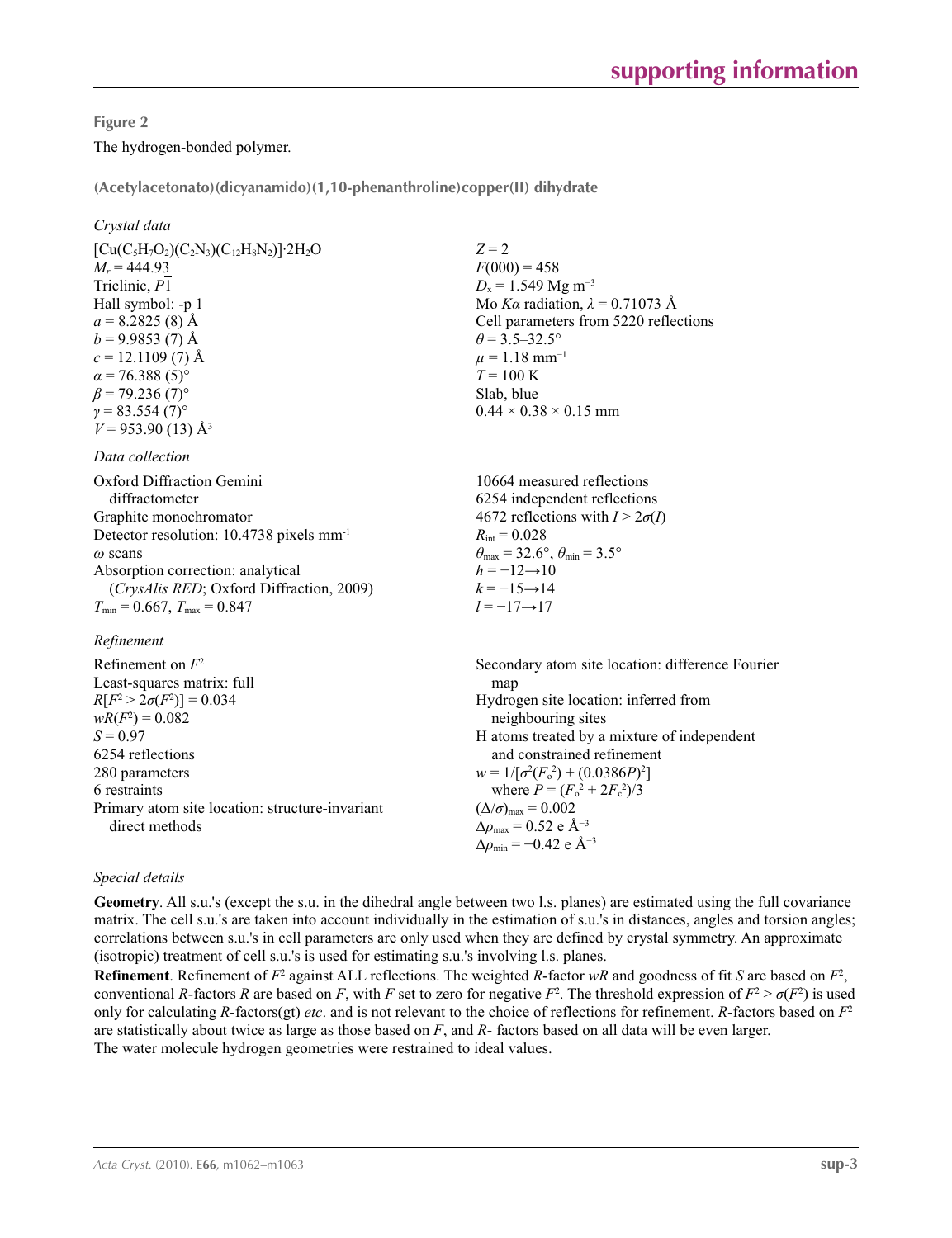**Figure 2**

The hydrogen-bonded polymer.

**(Acetylacetonato)(dicyanamido)(1,10-phenanthroline)copper(II) dihydrate**

*Crystal data*

$[Cu(C_5H_7O_2)(C_2N_3)(C_{12}H_8N_2)]\cdot 2H_2O$
$M_r = 444.93$
Triclinic, $P\overline{1}$
Hall symbol: -p 1
$a = 8.2825$ (8) Å
$b = 9.9853$ (7) Å
$c = 12.1109$ (7) Å
$\alpha = 76.388$ (5)°
$\beta = 79.236$ (7)°
$\gamma = 83.554$ (7)°
$V = 953.90$ (13) Å$^3$

$Z = 2$
$F(000) = 458$
$D_x = 1.549$ Mg m$^{-3}$
Mo $K\alpha$ radiation, $\lambda = 0.71073$ Å
Cell parameters from 5220 reflections
$\theta = 3.5$–32.5°
$\mu = 1.18$ mm$^{-1}$
$T = 100$ K
Slab, blue
0.44 × 0.38 × 0.15 mm

*Data collection*

Oxford Diffraction Gemini diffractometer
Graphite monochromator
Detector resolution: 10.4738 pixels mm$^{-1}$
$\omega$ scans
Absorption correction: analytical (*CrysAlis RED*; Oxford Diffraction, 2009)
$T_{min} = 0.667$, $T_{max} = 0.847$

10664 measured reflections
6254 independent reflections
4672 reflections with $I > 2\sigma(I)$
$R_{int} = 0.028$
$\theta_{max} = 32.6°$, $\theta_{min} = 3.5°$
$h = -12 \rightarrow 10$
$k = -15 \rightarrow 14$
$l = -17 \rightarrow 17$

*Refinement*

Refinement on $F^2$
Least-squares matrix: full
$R[F^2 > 2\sigma(F^2)] = 0.034$
$wR(F^2) = 0.082$
$S = 0.97$
6254 reflections
280 parameters
6 restraints
Primary atom site location: structure-invariant direct methods

Secondary atom site location: difference Fourier map
Hydrogen site location: inferred from neighbouring sites
H atoms treated by a mixture of independent and constrained refinement
$w = 1/[\sigma^2(F_o^2) + (0.0386P)^2]$
where $P = (F_o^2 + 2F_c^2)/3$
$(\Delta/\sigma)_{max} = 0.002$
$\Delta\rho_{max} = 0.52$ e Å$^{-3}$
$\Delta\rho_{min} = -0.42$ e Å$^{-3}$

*Special details*

**Geometry**. All s.u.'s (except the s.u. in the dihedral angle between two l.s. planes) are estimated using the full covariance matrix. The cell s.u.'s are taken into account individually in the estimation of s.u.'s in distances, angles and torsion angles; correlations between s.u.'s in cell parameters are only used when they are defined by crystal symmetry. An approximate (isotropic) treatment of cell s.u.'s is used for estimating s.u.'s involving l.s. planes.

**Refinement**. Refinement of $F^2$ against ALL reflections. The weighted $R$-factor $wR$ and goodness of fit $S$ are based on $F^2$, conventional $R$-factors $R$ are based on $F$, with $F$ set to zero for negative $F^2$. The threshold expression of $F^2 > \sigma(F^2)$ is used only for calculating $R$-factors(gt) *etc*. and is not relevant to the choice of reflections for refinement. $R$-factors based on $F^2$ are statistically about twice as large as those based on $F$, and $R$- factors based on all data will be even larger.
The water molecule hydrogen geometries were restrained to ideal values.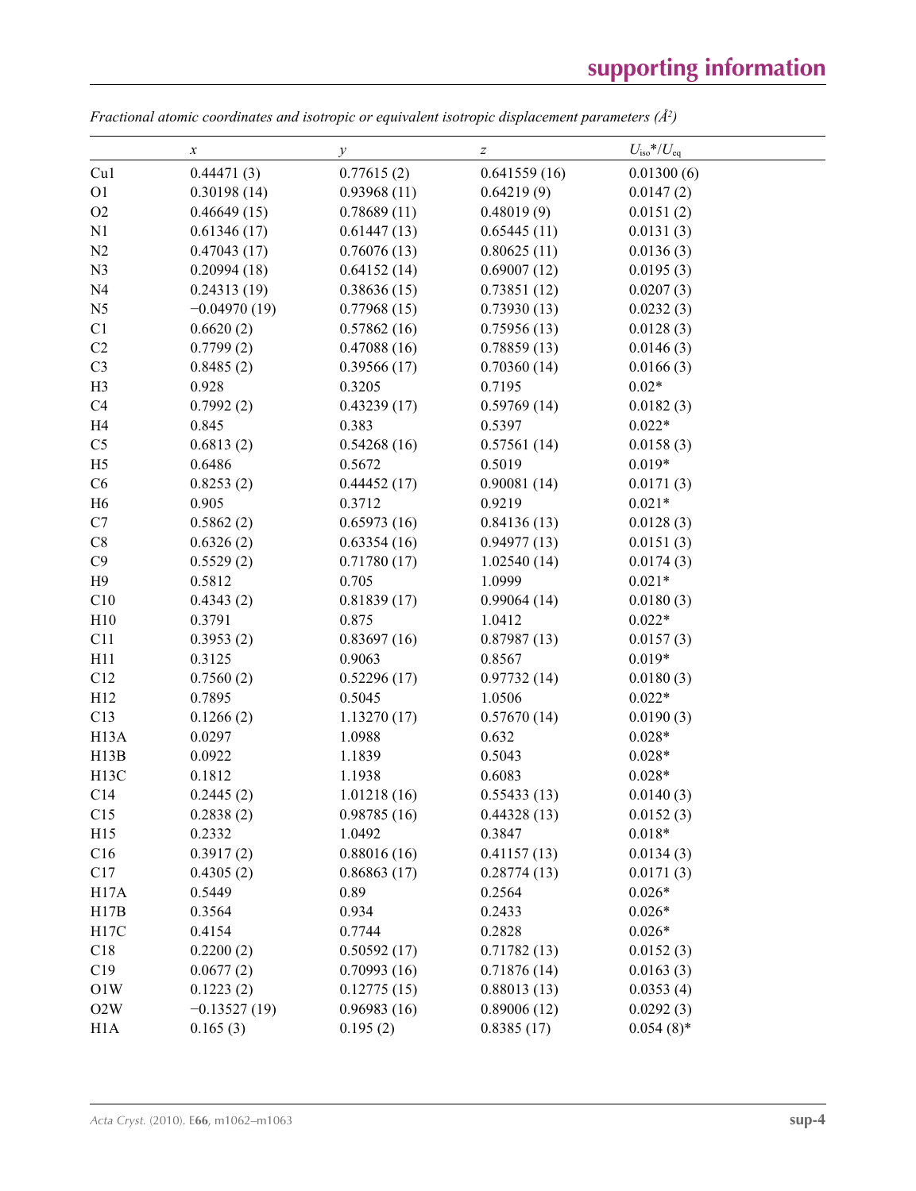*Fractional atomic coordinates and isotropic or equivalent isotropic displacement parameters ($Å^2$)*

| | $x$ | $y$ | $z$ | $U_{iso}$*/$U_{eq}$ |
|---|---|---|---|---|
| Cu1 | 0.44471 (3) | 0.77615 (2) | 0.641559 (16) | 0.01300 (6) |
| O1 | 0.30198 (14) | 0.93968 (11) | 0.64219 (9) | 0.0147 (2) |
| O2 | 0.46649 (15) | 0.78689 (11) | 0.48019 (9) | 0.0151 (2) |
| N1 | 0.61346 (17) | 0.61447 (13) | 0.65445 (11) | 0.0131 (3) |
| N2 | 0.47043 (17) | 0.76076 (13) | 0.80625 (11) | 0.0136 (3) |
| N3 | 0.20994 (18) | 0.64152 (14) | 0.69007 (12) | 0.0195 (3) |
| N4 | 0.24313 (19) | 0.38636 (15) | 0.73851 (12) | 0.0207 (3) |
| N5 | −0.04970 (19) | 0.77968 (15) | 0.73930 (13) | 0.0232 (3) |
| C1 | 0.6620 (2) | 0.57862 (16) | 0.75956 (13) | 0.0128 (3) |
| C2 | 0.7799 (2) | 0.47088 (16) | 0.78859 (13) | 0.0146 (3) |
| C3 | 0.8485 (2) | 0.39566 (17) | 0.70360 (14) | 0.0166 (3) |
| H3 | 0.928 | 0.3205 | 0.7195 | 0.02* |
| C4 | 0.7992 (2) | 0.43239 (17) | 0.59769 (14) | 0.0182 (3) |
| H4 | 0.845 | 0.383 | 0.5397 | 0.022* |
| C5 | 0.6813 (2) | 0.54268 (16) | 0.57561 (14) | 0.0158 (3) |
| H5 | 0.6486 | 0.5672 | 0.5019 | 0.019* |
| C6 | 0.8253 (2) | 0.44452 (17) | 0.90081 (14) | 0.0171 (3) |
| H6 | 0.905 | 0.3712 | 0.9219 | 0.021* |
| C7 | 0.5862 (2) | 0.65973 (16) | 0.84136 (13) | 0.0128 (3) |
| C8 | 0.6326 (2) | 0.63354 (16) | 0.94977 (13) | 0.0151 (3) |
| C9 | 0.5529 (2) | 0.71780 (17) | 1.02540 (14) | 0.0174 (3) |
| H9 | 0.5812 | 0.705 | 1.0999 | 0.021* |
| C10 | 0.4343 (2) | 0.81839 (17) | 0.99064 (14) | 0.0180 (3) |
| H10 | 0.3791 | 0.875 | 1.0412 | 0.022* |
| C11 | 0.3953 (2) | 0.83697 (16) | 0.87987 (13) | 0.0157 (3) |
| H11 | 0.3125 | 0.9063 | 0.8567 | 0.019* |
| C12 | 0.7560 (2) | 0.52296 (17) | 0.97732 (14) | 0.0180 (3) |
| H12 | 0.7895 | 0.5045 | 1.0506 | 0.022* |
| C13 | 0.1266 (2) | 1.13270 (17) | 0.57670 (14) | 0.0190 (3) |
| H13A | 0.0297 | 1.0988 | 0.632 | 0.028* |
| H13B | 0.0922 | 1.1839 | 0.5043 | 0.028* |
| H13C | 0.1812 | 1.1938 | 0.6083 | 0.028* |
| C14 | 0.2445 (2) | 1.01218 (16) | 0.55433 (13) | 0.0140 (3) |
| C15 | 0.2838 (2) | 0.98785 (16) | 0.44328 (13) | 0.0152 (3) |
| H15 | 0.2332 | 1.0492 | 0.3847 | 0.018* |
| C16 | 0.3917 (2) | 0.88016 (16) | 0.41157 (13) | 0.0134 (3) |
| C17 | 0.4305 (2) | 0.86863 (17) | 0.28774 (13) | 0.0171 (3) |
| H17A | 0.5449 | 0.89 | 0.2564 | 0.026* |
| H17B | 0.3564 | 0.934 | 0.2433 | 0.026* |
| H17C | 0.4154 | 0.7744 | 0.2828 | 0.026* |
| C18 | 0.2200 (2) | 0.50592 (17) | 0.71782 (13) | 0.0152 (3) |
| C19 | 0.0677 (2) | 0.70993 (16) | 0.71876 (14) | 0.0163 (3) |
| O1W | 0.1223 (2) | 0.12775 (15) | 0.88013 (13) | 0.0353 (4) |
| O2W | −0.13527 (19) | 0.96983 (16) | 0.89006 (12) | 0.0292 (3) |
| H1A | 0.165 (3) | 0.195 (2) | 0.8385 (17) | 0.054 (8)* |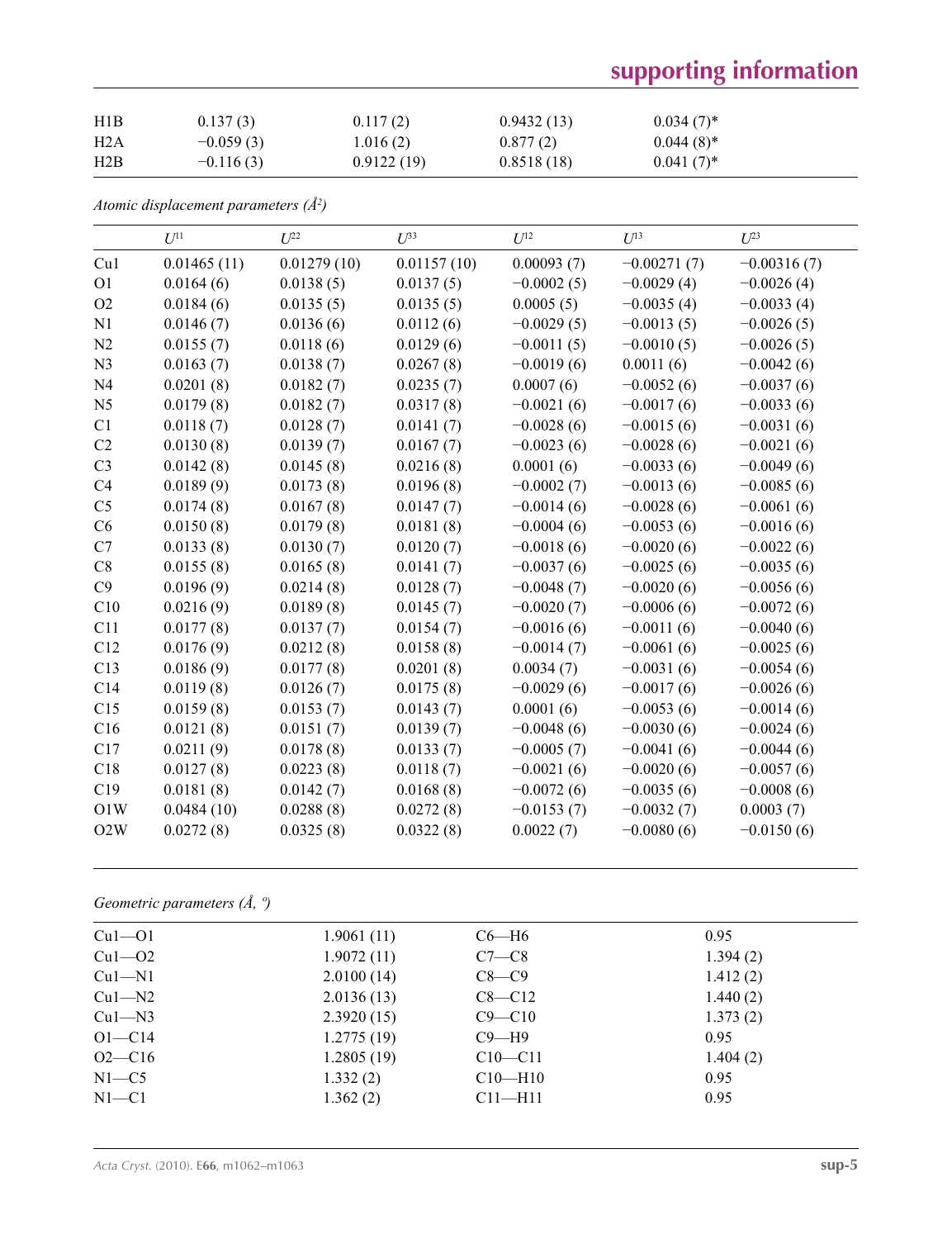| | | | | |
|---|---|---|---|---|
| H1B | 0.137 (3) | 0.117 (2) | 0.9432 (13) | 0.034 (7)* |
| H2A | −0.059 (3) | 1.016 (2) | 0.877 (2) | 0.044 (8)* |
| H2B | −0.116 (3) | 0.9122 (19) | 0.8518 (18) | 0.041 (7)* |

*Atomic displacement parameters (Å²)*

| | $U^{11}$ | $U^{22}$ | $U^{33}$ | $U^{12}$ | $U^{13}$ | $U^{23}$ |
|---|---|---|---|---|---|---|
| Cu1 | 0.01465 (11) | 0.01279 (10) | 0.01157 (10) | 0.00093 (7) | −0.00271 (7) | −0.00316 (7) |
| O1 | 0.0164 (6) | 0.0138 (5) | 0.0137 (5) | −0.0002 (5) | −0.0029 (4) | −0.0026 (4) |
| O2 | 0.0184 (6) | 0.0135 (5) | 0.0135 (5) | 0.0005 (5) | −0.0035 (4) | −0.0033 (4) |
| N1 | 0.0146 (7) | 0.0136 (6) | 0.0112 (6) | −0.0029 (5) | −0.0013 (5) | −0.0026 (5) |
| N2 | 0.0155 (7) | 0.0118 (6) | 0.0129 (6) | −0.0011 (5) | −0.0010 (5) | −0.0026 (5) |
| N3 | 0.0163 (7) | 0.0138 (7) | 0.0267 (8) | −0.0019 (6) | 0.0011 (6) | −0.0042 (6) |
| N4 | 0.0201 (8) | 0.0182 (7) | 0.0235 (7) | 0.0007 (6) | −0.0052 (6) | −0.0037 (6) |
| N5 | 0.0179 (8) | 0.0182 (7) | 0.0317 (8) | −0.0021 (6) | −0.0017 (6) | −0.0033 (6) |
| C1 | 0.0118 (7) | 0.0128 (7) | 0.0141 (7) | −0.0028 (6) | −0.0015 (6) | −0.0031 (6) |
| C2 | 0.0130 (8) | 0.0139 (7) | 0.0167 (7) | −0.0023 (6) | −0.0028 (6) | −0.0021 (6) |
| C3 | 0.0142 (8) | 0.0145 (8) | 0.0216 (8) | 0.0001 (6) | −0.0033 (6) | −0.0049 (6) |
| C4 | 0.0189 (9) | 0.0173 (8) | 0.0196 (8) | −0.0002 (7) | −0.0013 (6) | −0.0085 (6) |
| C5 | 0.0174 (8) | 0.0167 (8) | 0.0147 (7) | −0.0014 (6) | −0.0028 (6) | −0.0061 (6) |
| C6 | 0.0150 (8) | 0.0179 (8) | 0.0181 (8) | −0.0004 (6) | −0.0053 (6) | −0.0016 (6) |
| C7 | 0.0133 (8) | 0.0130 (7) | 0.0120 (7) | −0.0018 (6) | −0.0020 (6) | −0.0022 (6) |
| C8 | 0.0155 (8) | 0.0165 (8) | 0.0141 (7) | −0.0037 (6) | −0.0025 (6) | −0.0035 (6) |
| C9 | 0.0196 (9) | 0.0214 (8) | 0.0128 (7) | −0.0048 (7) | −0.0020 (6) | −0.0056 (6) |
| C10 | 0.0216 (9) | 0.0189 (8) | 0.0145 (7) | −0.0020 (7) | −0.0006 (6) | −0.0072 (6) |
| C11 | 0.0177 (8) | 0.0137 (7) | 0.0154 (7) | −0.0016 (6) | −0.0011 (6) | −0.0040 (6) |
| C12 | 0.0176 (9) | 0.0212 (8) | 0.0158 (8) | −0.0014 (7) | −0.0061 (6) | −0.0025 (6) |
| C13 | 0.0186 (9) | 0.0177 (8) | 0.0201 (8) | 0.0034 (7) | −0.0031 (6) | −0.0054 (6) |
| C14 | 0.0119 (8) | 0.0126 (7) | 0.0175 (8) | −0.0029 (6) | −0.0017 (6) | −0.0026 (6) |
| C15 | 0.0159 (8) | 0.0153 (7) | 0.0143 (7) | 0.0001 (6) | −0.0053 (6) | −0.0014 (6) |
| C16 | 0.0121 (8) | 0.0151 (7) | 0.0139 (7) | −0.0048 (6) | −0.0030 (6) | −0.0024 (6) |
| C17 | 0.0211 (9) | 0.0178 (8) | 0.0133 (7) | −0.0005 (7) | −0.0041 (6) | −0.0044 (6) |
| C18 | 0.0127 (8) | 0.0223 (8) | 0.0118 (7) | −0.0021 (6) | −0.0020 (6) | −0.0057 (6) |
| C19 | 0.0181 (8) | 0.0142 (7) | 0.0168 (8) | −0.0072 (6) | −0.0035 (6) | −0.0008 (6) |
| O1W | 0.0484 (10) | 0.0288 (8) | 0.0272 (8) | −0.0153 (7) | −0.0032 (7) | 0.0003 (7) |
| O2W | 0.0272 (8) | 0.0325 (8) | 0.0322 (8) | 0.0022 (7) | −0.0080 (6) | −0.0150 (6) |

*Geometric parameters (Å, º)*

| | | | |
|---|---|---|---|
| Cu1—O1 | 1.9061 (11) | C6—H6 | 0.95 |
| Cu1—O2 | 1.9072 (11) | C7—C8 | 1.394 (2) |
| Cu1—N1 | 2.0100 (14) | C8—C9 | 1.412 (2) |
| Cu1—N2 | 2.0136 (13) | C8—C12 | 1.440 (2) |
| Cu1—N3 | 2.3920 (15) | C9—C10 | 1.373 (2) |
| O1—C14 | 1.2775 (19) | C9—H9 | 0.95 |
| O2—C16 | 1.2805 (19) | C10—C11 | 1.404 (2) |
| N1—C5 | 1.332 (2) | C10—H10 | 0.95 |
| N1—C1 | 1.362 (2) | C11—H11 | 0.95 |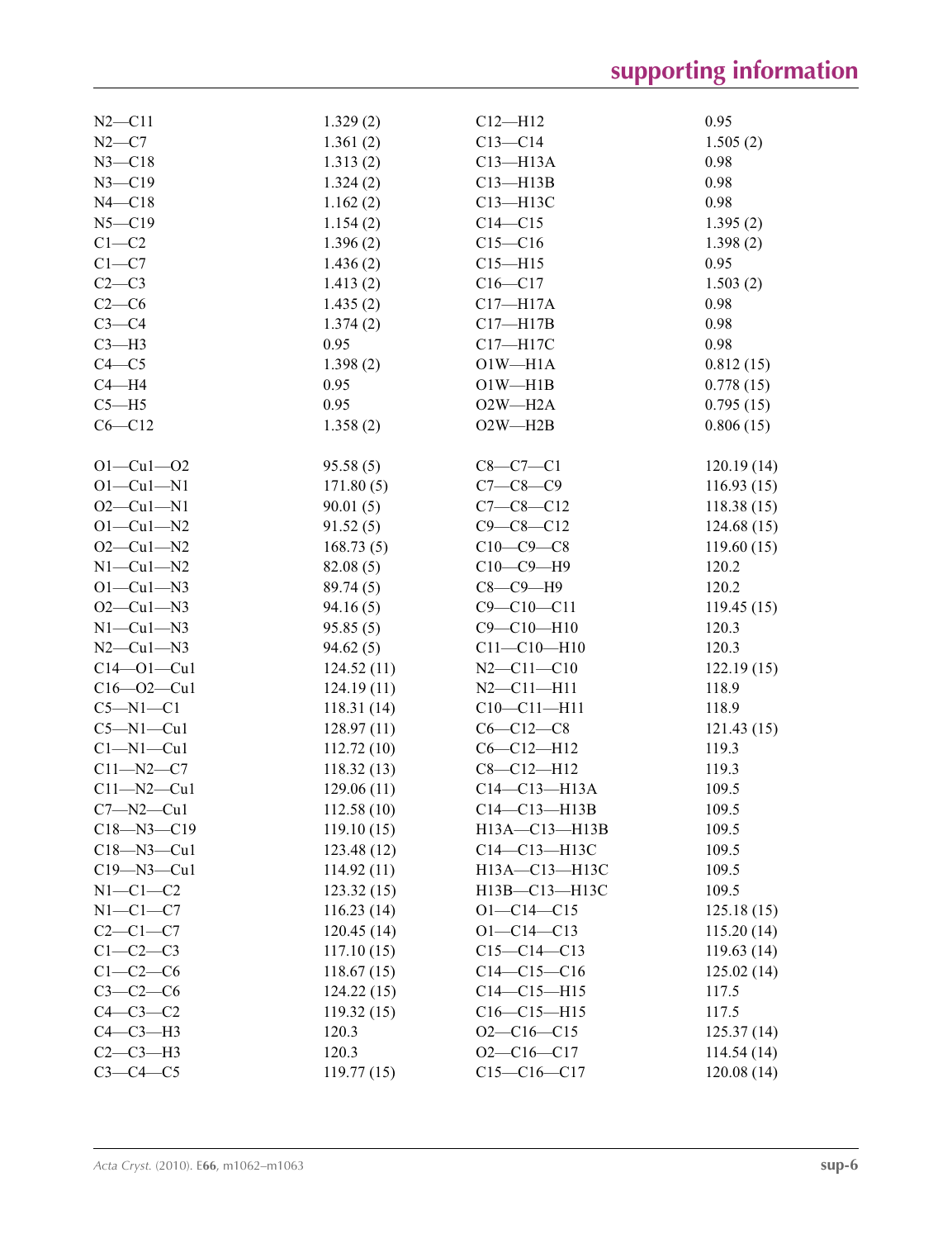| | | | |
|---|---|---|---|
| N2—C11 | 1.329 (2) | C12—H12 | 0.95 |
| N2—C7 | 1.361 (2) | C13—C14 | 1.505 (2) |
| N3—C18 | 1.313 (2) | C13—H13A | 0.98 |
| N3—C19 | 1.324 (2) | C13—H13B | 0.98 |
| N4—C18 | 1.162 (2) | C13—H13C | 0.98 |
| N5—C19 | 1.154 (2) | C14—C15 | 1.395 (2) |
| C1—C2 | 1.396 (2) | C15—C16 | 1.398 (2) |
| C1—C7 | 1.436 (2) | C15—H15 | 0.95 |
| C2—C3 | 1.413 (2) | C16—C17 | 1.503 (2) |
| C2—C6 | 1.435 (2) | C17—H17A | 0.98 |
| C3—C4 | 1.374 (2) | C17—H17B | 0.98 |
| C3—H3 | 0.95 | C17—H17C | 0.98 |
| C4—C5 | 1.398 (2) | O1W—H1A | 0.812 (15) |
| C4—H4 | 0.95 | O1W—H1B | 0.778 (15) |
| C5—H5 | 0.95 | O2W—H2A | 0.795 (15) |
| C6—C12 | 1.358 (2) | O2W—H2B | 0.806 (15) |
| | | | |
| O1—Cu1—O2 | 95.58 (5) | C8—C7—C1 | 120.19 (14) |
| O1—Cu1—N1 | 171.80 (5) | C7—C8—C9 | 116.93 (15) |
| O2—Cu1—N1 | 90.01 (5) | C7—C8—C12 | 118.38 (15) |
| O1—Cu1—N2 | 91.52 (5) | C9—C8—C12 | 124.68 (15) |
| O2—Cu1—N2 | 168.73 (5) | C10—C9—C8 | 119.60 (15) |
| N1—Cu1—N2 | 82.08 (5) | C10—C9—H9 | 120.2 |
| O1—Cu1—N3 | 89.74 (5) | C8—C9—H9 | 120.2 |
| O2—Cu1—N3 | 94.16 (5) | C9—C10—C11 | 119.45 (15) |
| N1—Cu1—N3 | 95.85 (5) | C9—C10—H10 | 120.3 |
| N2—Cu1—N3 | 94.62 (5) | C11—C10—H10 | 120.3 |
| C14—O1—Cu1 | 124.52 (11) | N2—C11—C10 | 122.19 (15) |
| C16—O2—Cu1 | 124.19 (11) | N2—C11—H11 | 118.9 |
| C5—N1—C1 | 118.31 (14) | C10—C11—H11 | 118.9 |
| C5—N1—Cu1 | 128.97 (11) | C6—C12—C8 | 121.43 (15) |
| C1—N1—Cu1 | 112.72 (10) | C6—C12—H12 | 119.3 |
| C11—N2—C7 | 118.32 (13) | C8—C12—H12 | 119.3 |
| C11—N2—Cu1 | 129.06 (11) | C14—C13—H13A | 109.5 |
| C7—N2—Cu1 | 112.58 (10) | C14—C13—H13B | 109.5 |
| C18—N3—C19 | 119.10 (15) | H13A—C13—H13B | 109.5 |
| C18—N3—Cu1 | 123.48 (12) | C14—C13—H13C | 109.5 |
| C19—N3—Cu1 | 114.92 (11) | H13A—C13—H13C | 109.5 |
| N1—C1—C2 | 123.32 (15) | H13B—C13—H13C | 109.5 |
| N1—C1—C7 | 116.23 (14) | O1—C14—C15 | 125.18 (15) |
| C2—C1—C7 | 120.45 (14) | O1—C14—C13 | 115.20 (14) |
| C1—C2—C3 | 117.10 (15) | C15—C14—C13 | 119.63 (14) |
| C1—C2—C6 | 118.67 (15) | C14—C15—C16 | 125.02 (14) |
| C3—C2—C6 | 124.22 (15) | C14—C15—H15 | 117.5 |
| C4—C3—C2 | 119.32 (15) | C16—C15—H15 | 117.5 |
| C4—C3—H3 | 120.3 | O2—C16—C15 | 125.37 (14) |
| C2—C3—H3 | 120.3 | O2—C16—C17 | 114.54 (14) |
| C3—C4—C5 | 119.77 (15) | C15—C16—C17 | 120.08 (14) |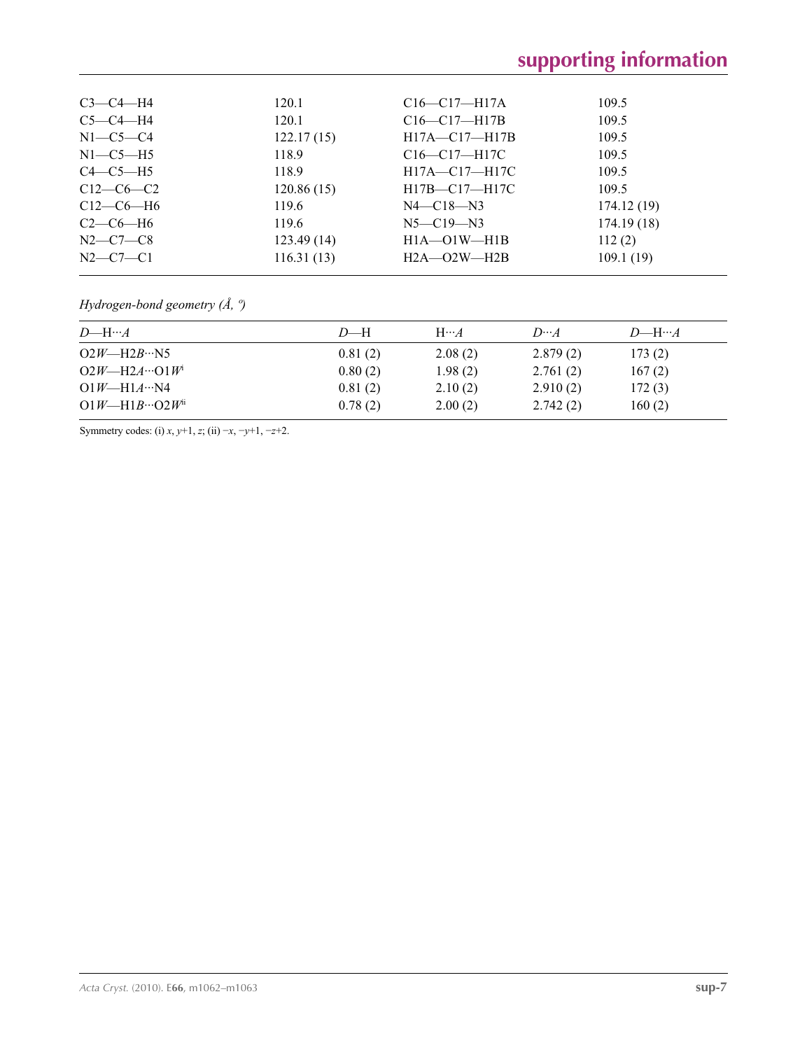| | | | |
|---|---|---|---|
| C3—C4—H4 | 120.1 | C16—C17—H17A | 109.5 |
| C5—C4—H4 | 120.1 | C16—C17—H17B | 109.5 |
| N1—C5—C4 | 122.17 (15) | H17A—C17—H17B | 109.5 |
| N1—C5—H5 | 118.9 | C16—C17—H17C | 109.5 |
| C4—C5—H5 | 118.9 | H17A—C17—H17C | 109.5 |
| C12—C6—C2 | 120.86 (15) | H17B—C17—H17C | 109.5 |
| C12—C6—H6 | 119.6 | N4—C18—N3 | 174.12 (19) |
| C2—C6—H6 | 119.6 | N5—C19—N3 | 174.19 (18) |
| N2—C7—C8 | 123.49 (14) | H1A—O1W—H1B | 112 (2) |
| N2—C7—C1 | 116.31 (13) | H2A—O2W—H2B | 109.1 (19) |

*Hydrogen-bond geometry (Å, º)*

| *D*—H···*A* | *D*—H | H···*A* | *D*···*A* | *D*—H···*A* |
|---|---|---|---|---|
| O2*W*—H2*B*···N5 | 0.81 (2) | 2.08 (2) | 2.879 (2) | 173 (2) |
| O2*W*—H2*A*···O1*W*[i] | 0.80 (2) | 1.98 (2) | 2.761 (2) | 167 (2) |
| O1*W*—H1*A*···N4 | 0.81 (2) | 2.10 (2) | 2.910 (2) | 172 (3) |
| O1*W*—H1*B*···O2*W*[ii] | 0.78 (2) | 2.00 (2) | 2.742 (2) | 160 (2) |

Symmetry codes: (i) $x$, $y$+1, $z$; (ii) −$x$, −$y$+1, −$z$+2.